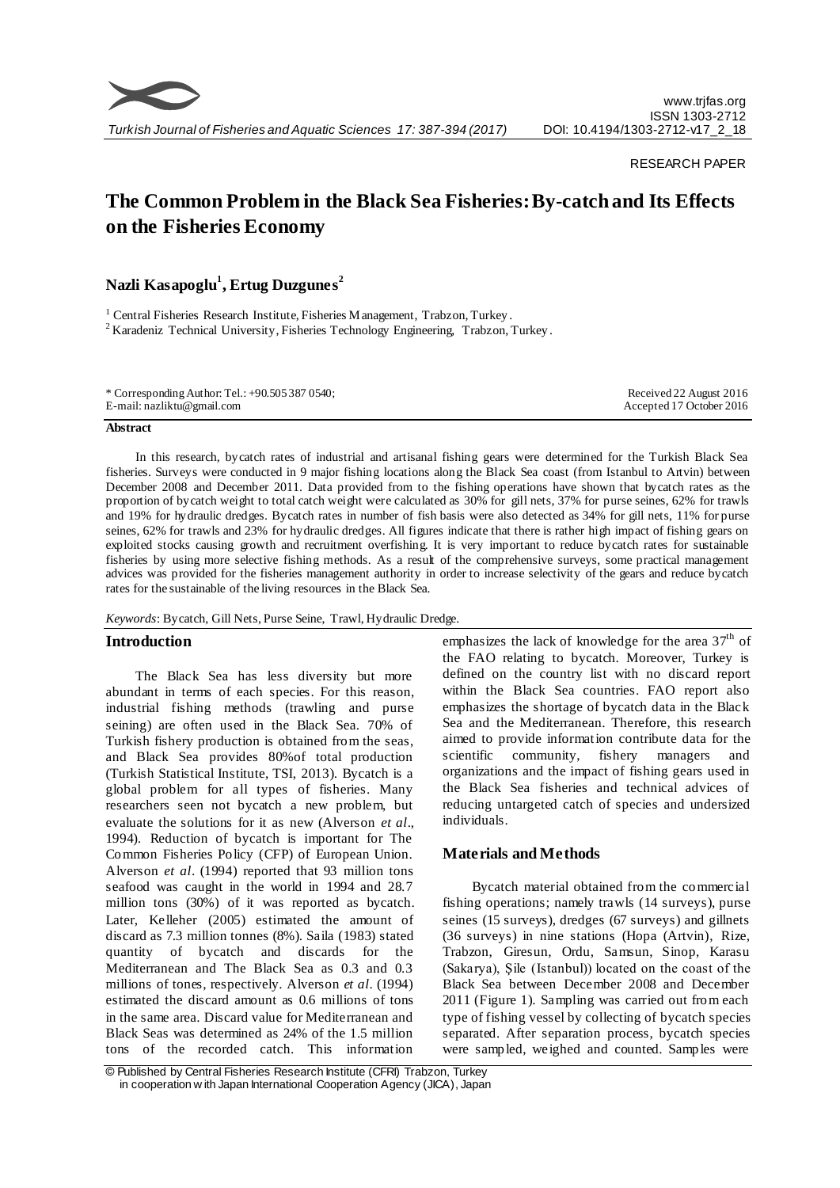RESEARCH PAPER

# The Common Problem in the Black Sea Fisheries: By-catch and Its Effects on the Fisheries Economy

**Nazli Kasapoglu[1], Ertug Duzgunes[2]**

[1] Central Fisheries Research Institute, Fisheries Management, Trabzon, Turkey.
[2] Karadeniz Technical University, Fisheries Technology Engineering, Trabzon, Turkey.

\* Corresponding Author: Tel.: +90.505 387 0540; E-mail: nazliktu@gmail.com

Received 22 August 2016
Accepted 17 October 2016

## Abstract

In this research, bycatch rates of industrial and artisanal fishing gears were determined for the Turkish Black Sea fisheries. Surveys were conducted in 9 major fishing locations along the Black Sea coast (from Istanbul to Artvin) between December 2008 and December 2011. Data provided from to the fishing operations have shown that bycatch rates as the proportion of bycatch weight to total catch weight were calculated as 30% for gill nets, 37% for purse seines, 62% for trawls and 19% for hydraulic dredges. Bycatch rates in number of fish basis were also detected as 34% for gill nets, 11% for purse seines, 62% for trawls and 23% for hydraulic dredges. All figures indicate that there is rather high impact of fishing gears on exploited stocks causing growth and recruitment overfishing. It is very important to reduce bycatch rates for sustainable fisheries by using more selective fishing methods. As a result of the comprehensive surveys, some practical management advices was provided for the fisheries management authority in order to increase selectivity of the gears and reduce bycatch rates for the sustainable of the living resources in the Black Sea.

*Keywords*: Bycatch, Gill Nets, Purse Seine, Trawl, Hydraulic Dredge.

## Introduction

The Black Sea has less diversity but more abundant in terms of each species. For this reason, industrial fishing methods (trawling and purse seining) are often used in the Black Sea. 70% of Turkish fishery production is obtained from the seas, and Black Sea provides 80%of total production (Turkish Statistical Institute, TSI, 2013). Bycatch is a global problem for all types of fisheries. Many researchers seen not bycatch a new problem, but evaluate the solutions for it as new (Alverson *et al*., 1994). Reduction of bycatch is important for The Common Fisheries Policy (CFP) of European Union. Alverson *et al*. (1994) reported that 93 million tons seafood was caught in the world in 1994 and 28.7 million tons (30%) of it was reported as bycatch. Later, Kelleher (2005) estimated the amount of discard as 7.3 million tonnes (8%). Saila (1983) stated quantity of bycatch and discards for the Mediterranean and The Black Sea as 0.3 and 0.3 millions of tones, respectively. Alverson *et al*. (1994) estimated the discard amount as 0.6 millions of tons in the same area. Discard value for Mediterranean and Black Seas was determined as 24% of the 1.5 million tons of the recorded catch. This information emphasizes the lack of knowledge for the area 37$^{th}$ of the FAO relating to bycatch. Moreover, Turkey is defined on the country list with no discard report within the Black Sea countries. FAO report also emphasizes the shortage of bycatch data in the Black Sea and the Mediterranean. Therefore, this research aimed to provide information contribute data for the scientific community, fishery managers and organizations and the impact of fishing gears used in the Black Sea fisheries and technical advices of reducing untargeted catch of species and undersized individuals.

## Materials and Methods

Bycatch material obtained from the commercial fishing operations; namely trawls (14 surveys), purse seines (15 surveys), dredges (67 surveys) and gillnets (36 surveys) in nine stations (Hopa (Artvin), Rize, Trabzon, Giresun, Ordu, Samsun, Sinop, Karasu (Sakarya), Şile (Istanbul)) located on the coast of the Black Sea between December 2008 and December 2011 (Figure 1). Sampling was carried out from each type of fishing vessel by collecting of bycatch species separated. After separation process, bycatch species were sampled, weighed and counted. Samples were

© Published by Central Fisheries Research Institute (CFRI) Trabzon, Turkey in cooperation with Japan International Cooperation Agency (JICA), Japan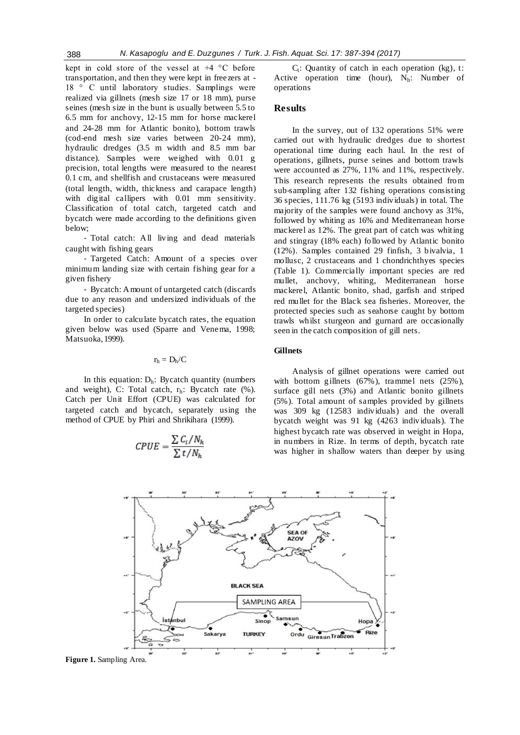kept in cold store of the vessel at +4 °C before transportation, and then they were kept in freezers at -18 ° C until laboratory studies. Samplings were realized via gillnets (mesh size 17 or 18 mm), purse seines (mesh size in the bunt is usually between 5.5 to 6.5 mm for anchovy, 12-15 mm for horse mackerel and 24-28 mm for Atlantic bonito), bottom trawls (cod-end mesh size varies between 20-24 mm), hydraulic dredges (3.5 m width and 8.5 mm bar distance). Samples were weighed with 0.01 g precision, total lengths were measured to the nearest 0.1 cm, and shellfish and crustaceans were measured (total length, width, thickness and carapace length) with digital callipers with 0.01 mm sensitivity. Classification of total catch, targeted catch and bycatch were made according to the definitions given below;

- Total catch: All living and dead materials caught with fishing gears
- Targeted Catch: Amount of a species over minimum landing size with certain fishing gear for a given fishery
- Bycatch: Amount of untargeted catch (discards due to any reason and undersized individuals of the targeted species)

In order to calculate bycatch rates, the equation given below was used (Sparre and Venema, 1998; Matsuoka, 1999).

$$r_h = D_h/C$$

In this equation: $D_h$: Bycatch quantity (numbers and weight), C: Total catch, $r_h$: Bycatch rate (%). Catch per Unit Effort (CPUE) was calculated for targeted catch and bycatch, separately using the method of CPUE by Phiri and Shrikihara (1999).

$$CPUE = \frac{\sum C_i/N_h}{\sum t/N_h}$$

$C_i$: Quantity of catch in each operation (kg), t: Active operation time (hour), $N_h$: Number of operations

## Results

In the survey, out of 132 operations 51% were carried out with hydraulic dredges due to shortest operational time during each haul. In the rest of operations, gillnets, purse seines and bottom trawls were accounted as 27%, 11% and 11%, respectively. This research represents the results obtained from sub-sampling after 132 fishing operations consisting 36 species, 111.76 kg (5193 individuals) in total. The majority of the samples were found anchovy as 31%, followed by whiting as 16% and Mediterranean horse mackerel as 12%. The great part of catch was whiting and stingray (18% each) followed by Atlantic bonito (12%). Samples contained 29 finfish, 3 bivalvia, 1 mollusc, 2 crustaceans and 1 chondrichthyes species (Table 1). Commercially important species are red mullet, anchovy, whiting, Mediterranean horse mackerel, Atlantic bonito, shad, garfish and striped red mullet for the Black sea fisheries. Moreover, the protected species such as seahorse caught by bottom trawls whilst sturgeon and gurnard are occasionally seen in the catch composition of gill nets.

### Gillnets

Analysis of gillnet operations were carried out with bottom gillnets (67%), trammel nets (25%), surface gill nets (3%) and Atlantic bonito gillnets (5%). Total amount of samples provided by gillnets was 309 kg (12583 individuals) and the overall bycatch weight was 91 kg (4263 individuals). The highest bycatch rate was observed in weight in Hopa, in numbers in Rize. In terms of depth, bycatch rate was higher in shallow waters than deeper by using

**Figure 1.** Sampling Area.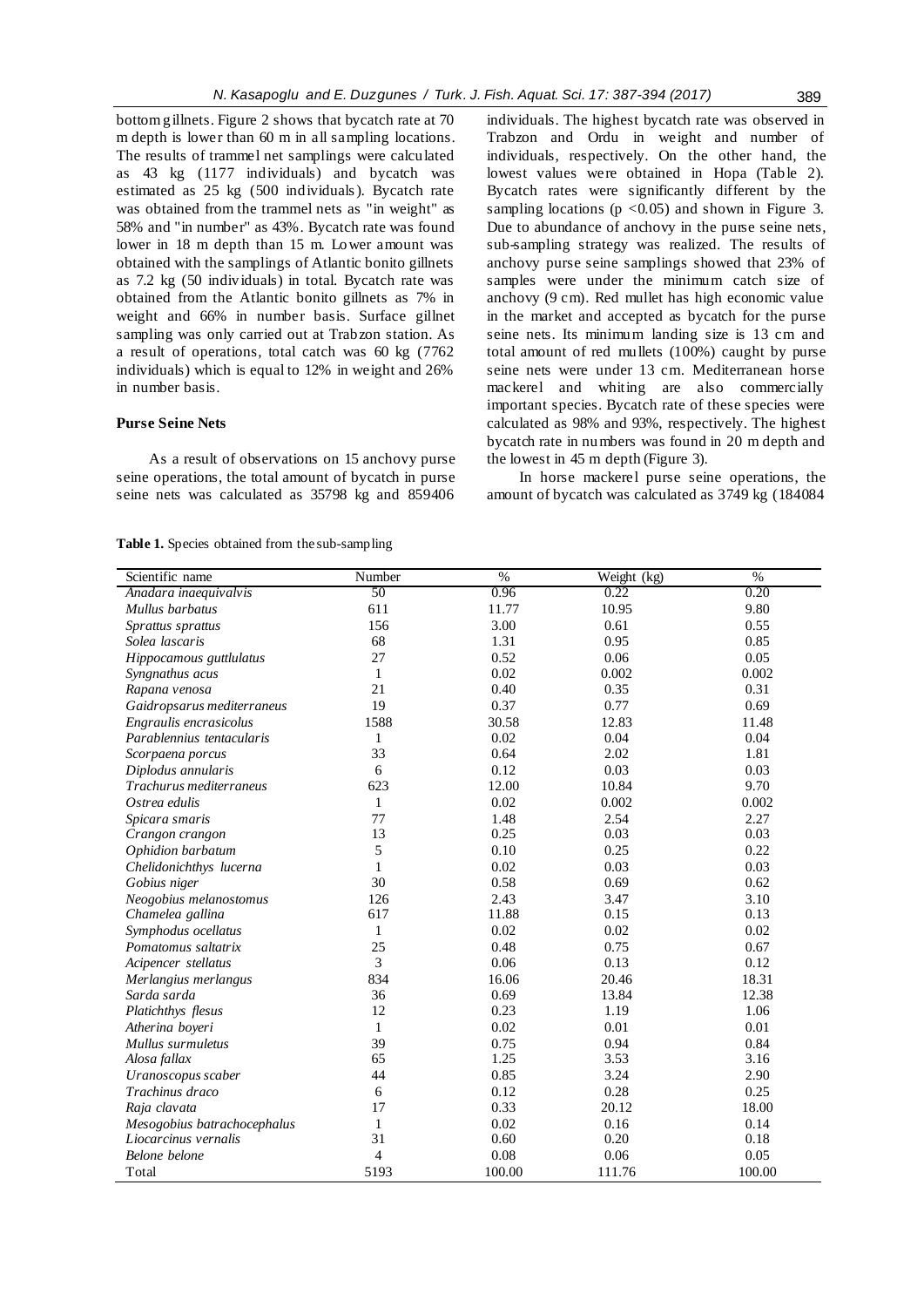bottom gillnets. Figure 2 shows that bycatch rate at 70 m depth is lower than 60 m in all sampling locations. The results of trammel net samplings were calculated as 43 kg (1177 individuals) and bycatch was estimated as 25 kg (500 individuals). Bycatch rate was obtained from the trammel nets as "in weight" as 58% and "in number" as 43%. Bycatch rate was found lower in 18 m depth than 15 m. Lower amount was obtained with the samplings of Atlantic bonito gillnets as 7.2 kg (50 individuals) in total. Bycatch rate was obtained from the Atlantic bonito gillnets as 7% in weight and 66% in number basis. Surface gillnet sampling was only carried out at Trabzon station. As a result of operations, total catch was 60 kg (7762 individuals) which is equal to 12% in weight and 26% in number basis.

### Purse Seine Nets

As a result of observations on 15 anchovy purse seine operations, the total amount of bycatch in purse seine nets was calculated as 35798 kg and 859406 individuals. The highest bycatch rate was observed in Trabzon and Ordu in weight and number of individuals, respectively. On the other hand, the lowest values were obtained in Hopa (Table 2). Bycatch rates were significantly different by the sampling locations ($p < 0.05$) and shown in Figure 3. Due to abundance of anchovy in the purse seine nets, sub-sampling strategy was realized. The results of anchovy purse seine samplings showed that 23% of samples were under the minimum catch size of anchovy (9 cm). Red mullet has high economic value in the market and accepted as bycatch for the purse seine nets. Its minimum landing size is 13 cm and total amount of red mullets (100%) caught by purse seine nets were under 13 cm. Mediterranean horse mackerel and whiting are also commercially important species. Bycatch rate of these species were calculated as 98% and 93%, respectively. The highest bycatch rate in numbers was found in 20 m depth and the lowest in 45 m depth (Figure 3).

In horse mackerel purse seine operations, the amount of bycatch was calculated as 3749 kg (184084

**Table 1.** Species obtained from the sub-sampling

| Scientific name | Number | % | Weight (kg) | % |
|---|---|---|---|---|
| *Anadara inaequivalvis* | 50 | 0.96 | 0.22 | 0.20 |
| *Mullus barbatus* | 611 | 11.77 | 10.95 | 9.80 |
| *Sprattus sprattus* | 156 | 3.00 | 0.61 | 0.55 |
| *Solea lascaris* | 68 | 1.31 | 0.95 | 0.85 |
| *Hippocamous guttlulatus* | 27 | 0.52 | 0.06 | 0.05 |
| *Syngnathus acus* | 1 | 0.02 | 0.002 | 0.002 |
| *Rapana venosa* | 21 | 0.40 | 0.35 | 0.31 |
| *Gaidropsarus mediterraneus* | 19 | 0.37 | 0.77 | 0.69 |
| *Engraulis encrasicolus* | 1588 | 30.58 | 12.83 | 11.48 |
| *Parablennius tentacularis* | 1 | 0.02 | 0.04 | 0.04 |
| *Scorpaena porcus* | 33 | 0.64 | 2.02 | 1.81 |
| *Diplodus annularis* | 6 | 0.12 | 0.03 | 0.03 |
| *Trachurus mediterraneus* | 623 | 12.00 | 10.84 | 9.70 |
| *Ostrea edulis* | 1 | 0.02 | 0.002 | 0.002 |
| *Spicara smaris* | 77 | 1.48 | 2.54 | 2.27 |
| *Crangon crangon* | 13 | 0.25 | 0.03 | 0.03 |
| *Ophidion barbatum* | 5 | 0.10 | 0.25 | 0.22 |
| *Chelidonichthys lucerna* | 1 | 0.02 | 0.03 | 0.03 |
| *Gobius niger* | 30 | 0.58 | 0.69 | 0.62 |
| *Neogobius melanostomus* | 126 | 2.43 | 3.47 | 3.10 |
| *Chamelea gallina* | 617 | 11.88 | 0.15 | 0.13 |
| *Symphodus ocellatus* | 1 | 0.02 | 0.02 | 0.02 |
| *Pomatomus saltatrix* | 25 | 0.48 | 0.75 | 0.67 |
| *Acipencer stellatus* | 3 | 0.06 | 0.13 | 0.12 |
| *Merlangius merlangus* | 834 | 16.06 | 20.46 | 18.31 |
| *Sarda sarda* | 36 | 0.69 | 13.84 | 12.38 |
| *Platichthys flesus* | 12 | 0.23 | 1.19 | 1.06 |
| *Atherina boyeri* | 1 | 0.02 | 0.01 | 0.01 |
| *Mullus surmuletus* | 39 | 0.75 | 0.94 | 0.84 |
| *Alosa fallax* | 65 | 1.25 | 3.53 | 3.16 |
| *Uranoscopus scaber* | 44 | 0.85 | 3.24 | 2.90 |
| *Trachinus draco* | 6 | 0.12 | 0.28 | 0.25 |
| *Raja clavata* | 17 | 0.33 | 20.12 | 18.00 |
| *Mesogobius batrachocephalus* | 1 | 0.02 | 0.16 | 0.14 |
| *Liocarcinus vernalis* | 31 | 0.60 | 0.20 | 0.18 |
| *Belone belone* | 4 | 0.08 | 0.06 | 0.05 |
| Total | 5193 | 100.00 | 111.76 | 100.00 |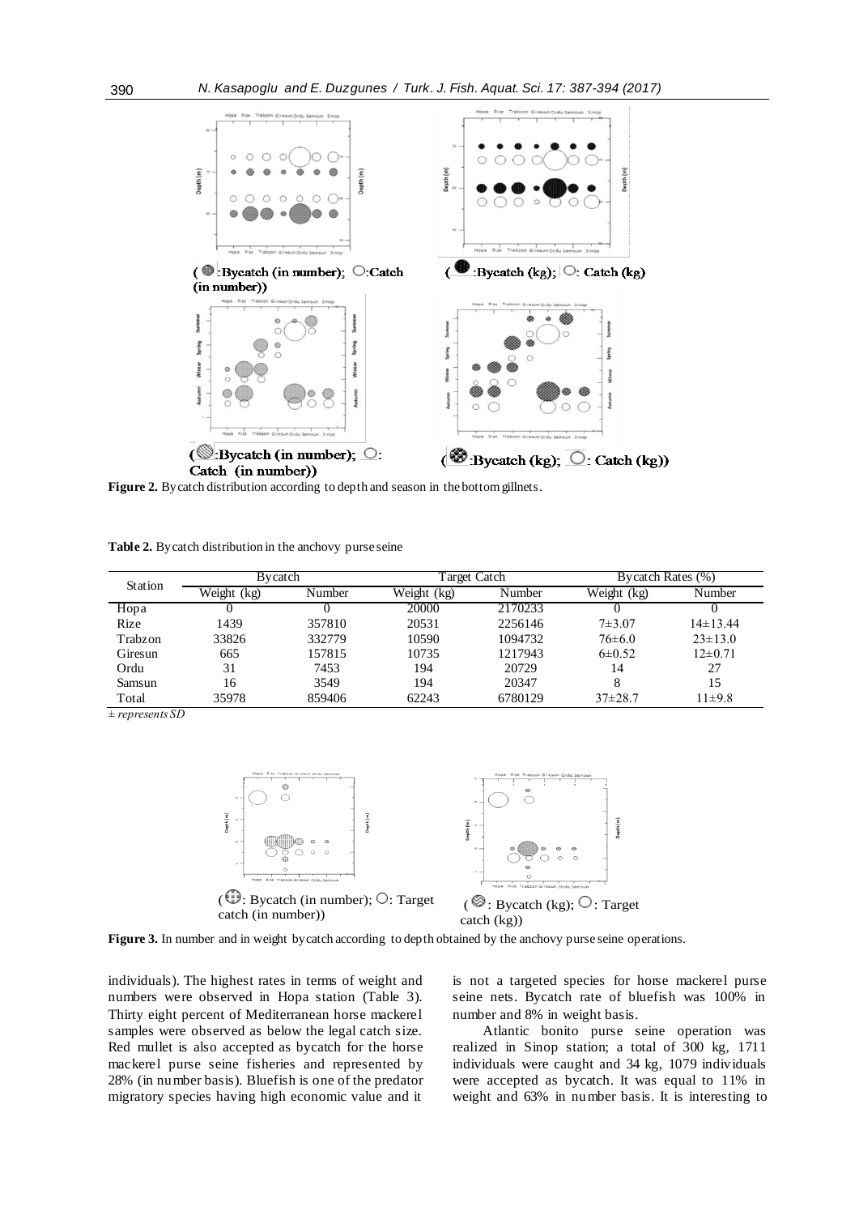Figure 2. Bycatch distribution according to depth and season in the bottom gillnets.

Table 2. Bycatch distribution in the anchovy purse seine

| Station | Bycatch | | Target Catch | | Bycatch Rates (%) | |
|---|---|---|---|---|---|---|
| | Weight (kg) | Number | Weight (kg) | Number | Weight (kg) | Number |
| Hopa | 0 | 0 | 20000 | 2170233 | 0 | 0 |
| Rize | 1439 | 357810 | 20531 | 2256146 | 7±3.07 | 14±13.44 |
| Trabzon | 33826 | 332779 | 10590 | 1094732 | 76±6.0 | 23±13.0 |
| Giresun | 665 | 157815 | 10735 | 1217943 | 6±0.52 | 12±0.71 |
| Ordu | 31 | 7453 | 194 | 20729 | 14 | 27 |
| Samsun | 16 | 3549 | 194 | 20347 | 8 | 15 |
| Total | 35978 | 859406 | 62243 | 6780129 | 37±28.7 | 11±9.8 |

*± represents SD*

Figure 3. In number and in weight bycatch according to depth obtained by the anchovy purse seine operations.

individuals). The highest rates in terms of weight and numbers were observed in Hopa station (Table 3). Thirty eight percent of Mediterranean horse mackerel samples were observed as below the legal catch size. Red mullet is also accepted as bycatch for the horse mackerel purse seine fisheries and represented by 28% (in number basis). Bluefish is one of the predator migratory species having high economic value and it is not a targeted species for horse mackerel purse seine nets. Bycatch rate of bluefish was 100% in number and 8% in weight basis.

Atlantic bonito purse seine operation was realized in Sinop station; a total of 300 kg, 1711 individuals were caught and 34 kg, 1079 individuals were accepted as bycatch. It was equal to 11% in weight and 63% in number basis. It is interesting to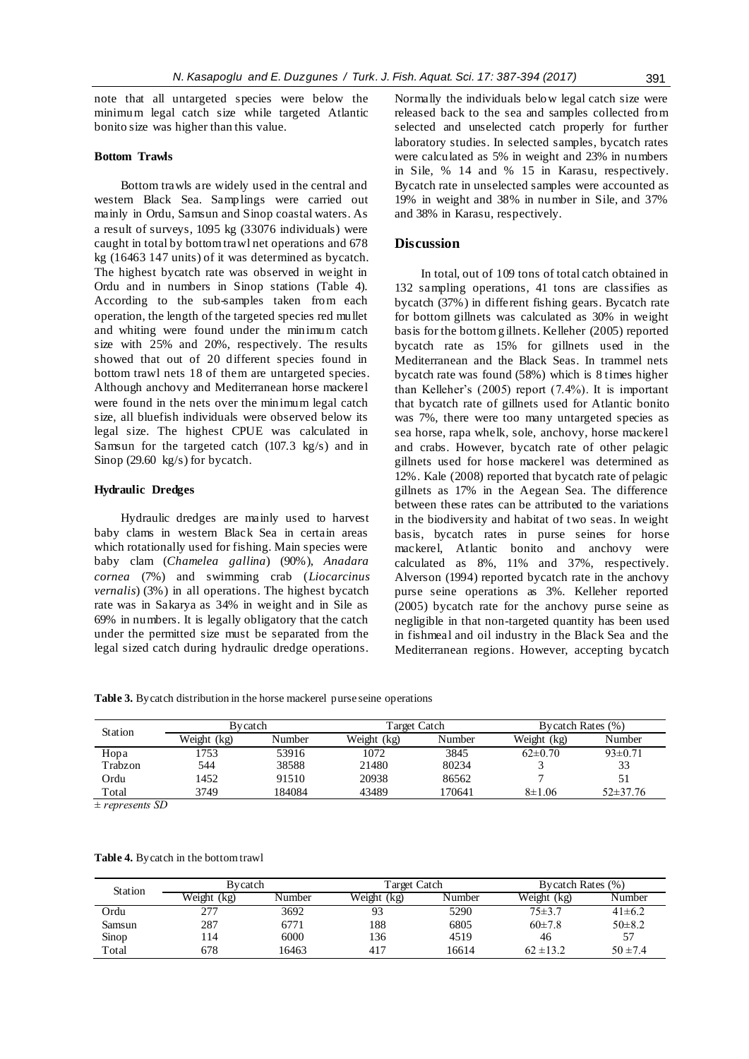note that all untargeted species were below the minimum legal catch size while targeted Atlantic bonito size was higher than this value.

### Bottom Trawls

Bottom trawls are widely used in the central and western Black Sea. Samplings were carried out mainly in Ordu, Samsun and Sinop coastal waters. As a result of surveys, 1095 kg (33076 individuals) were caught in total by bottom trawl net operations and 678 kg (16463 147 units) of it was determined as bycatch. The highest bycatch rate was observed in weight in Ordu and in numbers in Sinop stations (Table 4). According to the sub-samples taken from each operation, the length of the targeted species red mullet and whiting were found under the minimum catch size with 25% and 20%, respectively. The results showed that out of 20 different species found in bottom trawl nets 18 of them are untargeted species. Although anchovy and Mediterranean horse mackerel were found in the nets over the minimum legal catch size, all bluefish individuals were observed below its legal size. The highest CPUE was calculated in Samsun for the targeted catch (107.3 kg/s) and in Sinop (29.60 kg/s) for bycatch.

### Hydraulic Dredges

Hydraulic dredges are mainly used to harvest baby clams in western Black Sea in certain areas which rotationally used for fishing. Main species were baby clam (*Chamelea gallina*) (90%), *Anadara cornea* (7%) and swimming crab (*Liocarcinus vernalis*) (3%) in all operations. The highest bycatch rate was in Sakarya as 34% in weight and in Sile as 69% in numbers. It is legally obligatory that the catch under the permitted size must be separated from the legal sized catch during hydraulic dredge operations. Normally the individuals below legal catch size were released back to the sea and samples collected from selected and unselected catch properly for further laboratory studies. In selected samples, bycatch rates were calculated as 5% in weight and 23% in numbers in Sile, % 14 and % 15 in Karasu, respectively. Bycatch rate in unselected samples were accounted as 19% in weight and 38% in number in Sile, and 37% and 38% in Karasu, respectively.

## Discussion

In total, out of 109 tons of total catch obtained in 132 sampling operations, 41 tons are classifies as bycatch (37%) in different fishing gears. Bycatch rate for bottom gillnets was calculated as 30% in weight basis for the bottom gillnets. Kelleher (2005) reported bycatch rate as 15% for gillnets used in the Mediterranean and the Black Seas. In trammel nets bycatch rate was found (58%) which is 8 times higher than Kelleher's (2005) report (7.4%). It is important that bycatch rate of gillnets used for Atlantic bonito was 7%, there were too many untargeted species as sea horse, rapa whelk, sole, anchovy, horse mackerel and crabs. However, bycatch rate of other pelagic gillnets used for horse mackerel was determined as 12%. Kale (2008) reported that bycatch rate of pelagic gillnets as 17% in the Aegean Sea. The difference between these rates can be attributed to the variations in the biodiversity and habitat of two seas. In weight basis, bycatch rates in purse seines for horse mackerel, Atlantic bonito and anchovy were calculated as 8%, 11% and 37%, respectively. Alverson (1994) reported bycatch rate in the anchovy purse seine operations as 3%. Kelleher reported (2005) bycatch rate for the anchovy purse seine as negligible in that non-targeted quantity has been used in fishmeal and oil industry in the Black Sea and the Mediterranean regions. However, accepting bycatch

**Table 3.** Bycatch distribution in the horse mackerel purse seine operations

| Station | Bycatch | | Target Catch | | Bycatch Rates (%) | |
|---|---|---|---|---|---|---|
| | Weight (kg) | Number | Weight (kg) | Number | Weight (kg) | Number |
| Hopa | 1753 | 53916 | 1072 | 3845 | 62±0.70 | 93±0.71 |
| Trabzon | 544 | 38588 | 21480 | 80234 | 3 | 33 |
| Ordu | 1452 | 91510 | 20938 | 86562 | 7 | 51 |
| Total | 3749 | 184084 | 43489 | 170641 | 8±1.06 | 52±37.76 |

*± represents SD*

**Table 4.** Bycatch in the bottom trawl

| Station | Bycatch | | Target Catch | | Bycatch Rates (%) | |
|---|---|---|---|---|---|---|
| | Weight (kg) | Number | Weight (kg) | Number | Weight (kg) | Number |
| Ordu | 277 | 3692 | 93 | 5290 | 75±3.7 | 41±6.2 |
| Samsun | 287 | 6771 | 188 | 6805 | 60±7.8 | 50±8.2 |
| Sinop | 114 | 6000 | 136 | 4519 | 46 | 57 |
| Total | 678 | 16463 | 417 | 16614 | 62 ±13.2 | 50 ±7.4 |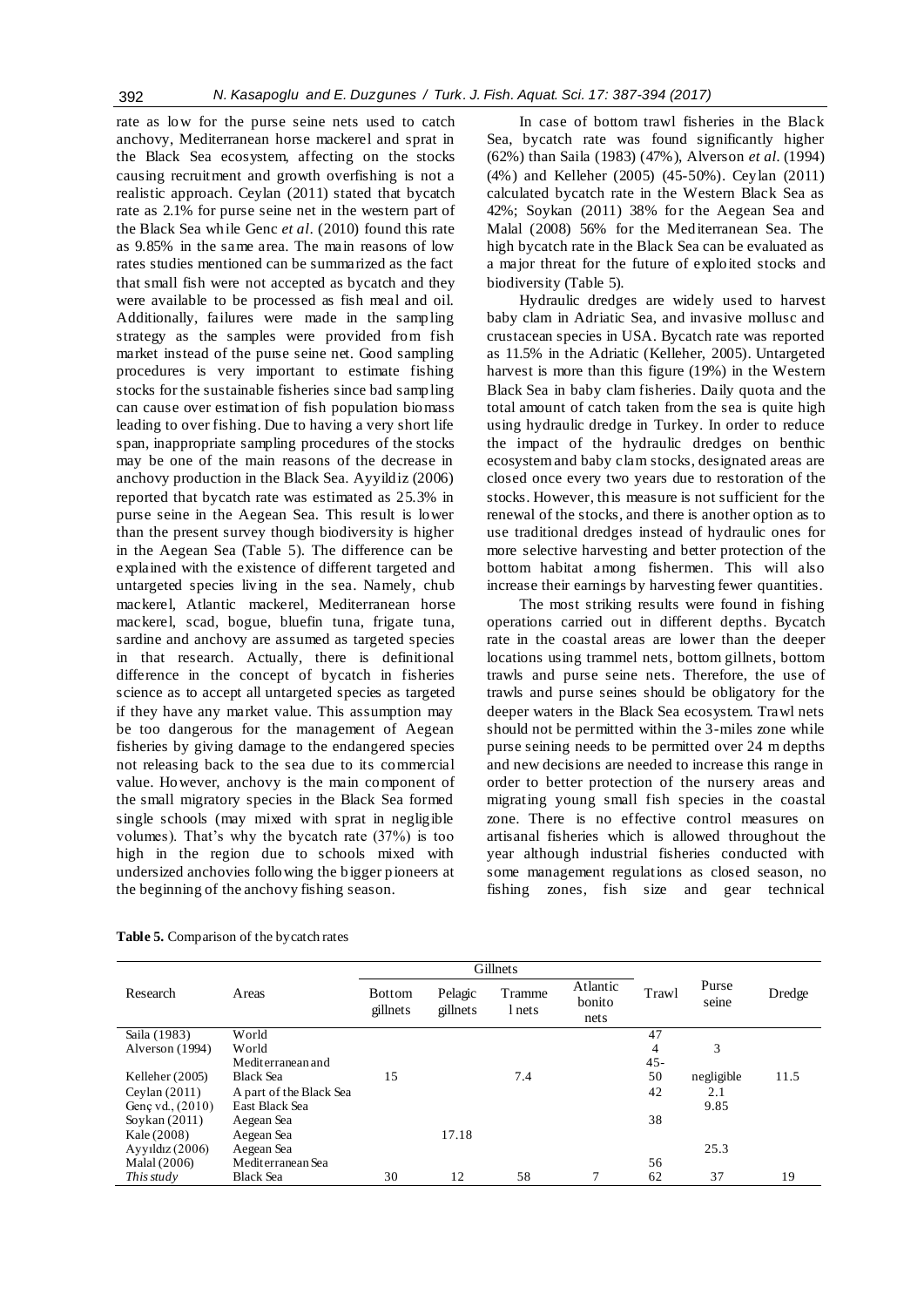rate as low for the purse seine nets used to catch anchovy, Mediterranean horse mackerel and sprat in the Black Sea ecosystem, affecting on the stocks causing recruitment and growth overfishing is not a realistic approach. Ceylan (2011) stated that bycatch rate as 2.1% for purse seine net in the western part of the Black Sea while Genc *et al*. (2010) found this rate as 9.85% in the same area. The main reasons of low rates studies mentioned can be summarized as the fact that small fish were not accepted as bycatch and they were available to be processed as fish meal and oil. Additionally, failures were made in the sampling strategy as the samples were provided from fish market instead of the purse seine net. Good sampling procedures is very important to estimate fishing stocks for the sustainable fisheries since bad sampling can cause over estimation of fish population biomass leading to over fishing. Due to having a very short life span, inappropriate sampling procedures of the stocks may be one of the main reasons of the decrease in anchovy production in the Black Sea. Ayyildiz (2006) reported that bycatch rate was estimated as 25.3% in purse seine in the Aegean Sea. This result is lower than the present survey though biodiversity is higher in the Aegean Sea (Table 5). The difference can be explained with the existence of different targeted and untargeted species living in the sea. Namely, chub mackerel, Atlantic mackerel, Mediterranean horse mackerel, scad, bogue, bluefin tuna, frigate tuna, sardine and anchovy are assumed as targeted species in that research. Actually, there is definitional difference in the concept of bycatch in fisheries science as to accept all untargeted species as targeted if they have any market value. This assumption may be too dangerous for the management of Aegean fisheries by giving damage to the endangered species not releasing back to the sea due to its commercial value. However, anchovy is the main component of the small migratory species in the Black Sea formed single schools (may mixed with sprat in negligible volumes). That's why the bycatch rate (37%) is too high in the region due to schools mixed with undersized anchovies following the bigger pioneers at the beginning of the anchovy fishing season.

In case of bottom trawl fisheries in the Black Sea, bycatch rate was found significantly higher (62%) than Saila (1983) (47%), Alverson *et al*. (1994) (4%) and Kelleher (2005) (45-50%). Ceylan (2011) calculated bycatch rate in the Western Black Sea as 42%; Soykan (2011) 38% for the Aegean Sea and Malal (2008) 56% for the Mediterranean Sea. The high bycatch rate in the Black Sea can be evaluated as a major threat for the future of exploited stocks and biodiversity (Table 5).

Hydraulic dredges are widely used to harvest baby clam in Adriatic Sea, and invasive mollusc and crustacean species in USA. Bycatch rate was reported as 11.5% in the Adriatic (Kelleher, 2005). Untargeted harvest is more than this figure (19%) in the Western Black Sea in baby clam fisheries. Daily quota and the total amount of catch taken from the sea is quite high using hydraulic dredge in Turkey. In order to reduce the impact of the hydraulic dredges on benthic ecosystem and baby clam stocks, designated areas are closed once every two years due to restoration of the stocks. However, this measure is not sufficient for the renewal of the stocks, and there is another option as to use traditional dredges instead of hydraulic ones for more selective harvesting and better protection of the bottom habitat among fishermen. This will also increase their earnings by harvesting fewer quantities.

The most striking results were found in fishing operations carried out in different depths. Bycatch rate in the coastal areas are lower than the deeper locations using trammel nets, bottom gillnets, bottom trawls and purse seine nets. Therefore, the use of trawls and purse seines should be obligatory for the deeper waters in the Black Sea ecosystem. Trawl nets should not be permitted within the 3-miles zone while purse seining needs to be permitted over 24 m depths and new decisions are needed to increase this range in order to better protection of the nursery areas and migrating young small fish species in the coastal zone. There is no effective control measures on artisanal fisheries which is allowed throughout the year although industrial fisheries conducted with some management regulations as closed season, no fishing zones, fish size and gear technical

**Table 5.** Comparison of the bycatch rates

| Research | Areas | Gillnets | | | | Trawl | Purse seine | Dredge |
|---|---|---|---|---|---|---|---|---|
| | | Bottom gillnets | Pelagic gillnets | Trammel nets | Atlantic bonito nets | | | |
| Saila (1983) | World | | | | | 47 | | |
| Alverson (1994) | World | | | | | 4 | 3 | |
| Kelleher (2005) | Mediterranean and Black Sea | 15 | | 7.4 | | 45-50 | negligible | 11.5 |
| Ceylan (2011) | A part of the Black Sea | | | | | 42 | 2.1 | |
| Genç vd., (2010) | East Black Sea | | | | | | 9.85 | |
| Soykan (2011) | Aegean Sea | | | | | 38 | | |
| Kale (2008) | Aegean Sea | | 17.18 | | | | | |
| Ayyıldız (2006) | Aegean Sea | | | | | | 25.3 | |
| Malal (2006) | Mediterranean Sea | | | | | 56 | | |
| *This study* | Black Sea | 30 | 12 | 58 | 7 | 62 | 37 | 19 |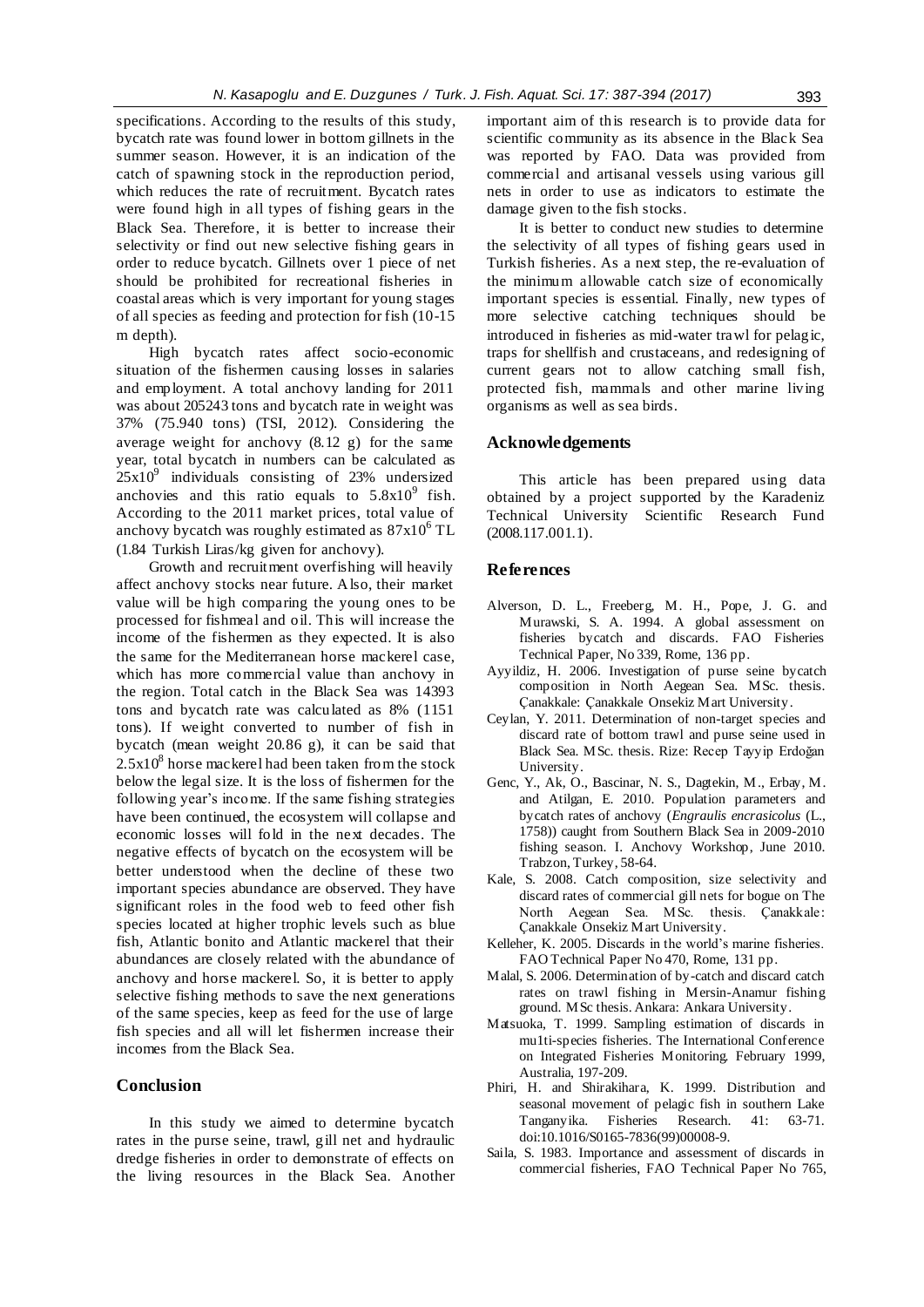specifications. According to the results of this study, bycatch rate was found lower in bottom gillnets in the summer season. However, it is an indication of the catch of spawning stock in the reproduction period, which reduces the rate of recruitment. Bycatch rates were found high in all types of fishing gears in the Black Sea. Therefore, it is better to increase their selectivity or find out new selective fishing gears in order to reduce bycatch. Gillnets over 1 piece of net should be prohibited for recreational fisheries in coastal areas which is very important for young stages of all species as feeding and protection for fish (10-15 m depth).

High bycatch rates affect socio-economic situation of the fishermen causing losses in salaries and employment. A total anchovy landing for 2011 was about 205243 tons and bycatch rate in weight was 37% (75.940 tons) (TSI, 2012). Considering the average weight for anchovy (8.12 g) for the same year, total bycatch in numbers can be calculated as $25x10^9$ individuals consisting of 23% undersized anchovies and this ratio equals to $5.8x10^9$ fish. According to the 2011 market prices, total value of anchovy bycatch was roughly estimated as $87x10^6$ TL (1.84 Turkish Liras/kg given for anchovy).

Growth and recruitment overfishing will heavily affect anchovy stocks near future. Also, their market value will be high comparing the young ones to be processed for fishmeal and oil. This will increase the income of the fishermen as they expected. It is also the same for the Mediterranean horse mackerel case, which has more commercial value than anchovy in the region. Total catch in the Black Sea was 14393 tons and bycatch rate was calculated as 8% (1151 tons). If weight converted to number of fish in bycatch (mean weight 20.86 g), it can be said that $2.5x10^8$ horse mackerel had been taken from the stock below the legal size. It is the loss of fishermen for the following year's income. If the same fishing strategies have been continued, the ecosystem will collapse and economic losses will fold in the next decades. The negative effects of bycatch on the ecosystem will be better understood when the decline of these two important species abundance are observed. They have significant roles in the food web to feed other fish species located at higher trophic levels such as blue fish, Atlantic bonito and Atlantic mackerel that their abundances are closely related with the abundance of anchovy and horse mackerel. So, it is better to apply selective fishing methods to save the next generations of the same species, keep as feed for the use of large fish species and all will let fishermen increase their incomes from the Black Sea.

## Conclusion

In this study we aimed to determine bycatch rates in the purse seine, trawl, gill net and hydraulic dredge fisheries in order to demonstrate of effects on the living resources in the Black Sea. Another important aim of this research is to provide data for scientific community as its absence in the Black Sea was reported by FAO. Data was provided from commercial and artisanal vessels using various gill nets in order to use as indicators to estimate the damage given to the fish stocks.

It is better to conduct new studies to determine the selectivity of all types of fishing gears used in Turkish fisheries. As a next step, the re-evaluation of the minimum allowable catch size of economically important species is essential. Finally, new types of more selective catching techniques should be introduced in fisheries as mid-water trawl for pelagic, traps for shellfish and crustaceans, and redesigning of current gears not to allow catching small fish, protected fish, mammals and other marine living organisms as well as sea birds.

## Acknowledgements

This article has been prepared using data obtained by a project supported by the Karadeniz Technical University Scientific Research Fund (2008.117.001.1).

## References

- Alverson, D. L., Freeberg, M. H., Pope, J. G. and Murawski, S. A. 1994. A global assessment on fisheries bycatch and discards. FAO Fisheries Technical Paper, No 339, Rome, 136 pp.
- Ayyildiz, H. 2006. Investigation of purse seine bycatch composition in North Aegean Sea. MSc. thesis. Çanakkale: Çanakkale Onsekiz Mart University.
- Ceylan, Y. 2011. Determination of non-target species and discard rate of bottom trawl and purse seine used in Black Sea. MSc. thesis. Rize: Recep Tayyip Erdoğan University.
- Genc, Y., Ak, O., Bascinar, N. S., Dagtekin, M., Erbay, M. and Atilgan, E. 2010. Population parameters and bycatch rates of anchovy (*Engraulis encrasicolus* (L., 1758)) caught from Southern Black Sea in 2009-2010 fishing season. I. Anchovy Workshop, June 2010. Trabzon, Turkey, 58-64.
- Kale, S. 2008. Catch composition, size selectivity and discard rates of commercial gill nets for bogue on The North Aegean Sea. MSc. thesis. Çanakkale: Çanakkale Onsekiz Mart University.
- Kelleher, K. 2005. Discards in the world's marine fisheries. FAO Technical Paper No 470, Rome, 131 pp.
- Malal, S. 2006. Determination of by-catch and discard catch rates on trawl fishing in Mersin-Anamur fishing ground. MSc thesis. Ankara: Ankara University.
- Matsuoka, T. 1999. Sampling estimation of discards in mu1ti-species fisheries. The International Conference on Integrated Fisheries Monitoring. February 1999, Australia, 197-209.
- Phiri, H. and Shirakihara, K. 1999. Distribution and seasonal movement of pelagic fish in southern Lake Tanganyika. Fisheries Research. 41: 63-71. doi:10.1016/S0165-7836(99)00008-9.
- Saila, S. 1983. Importance and assessment of discards in commercial fisheries, FAO Technical Paper No 765,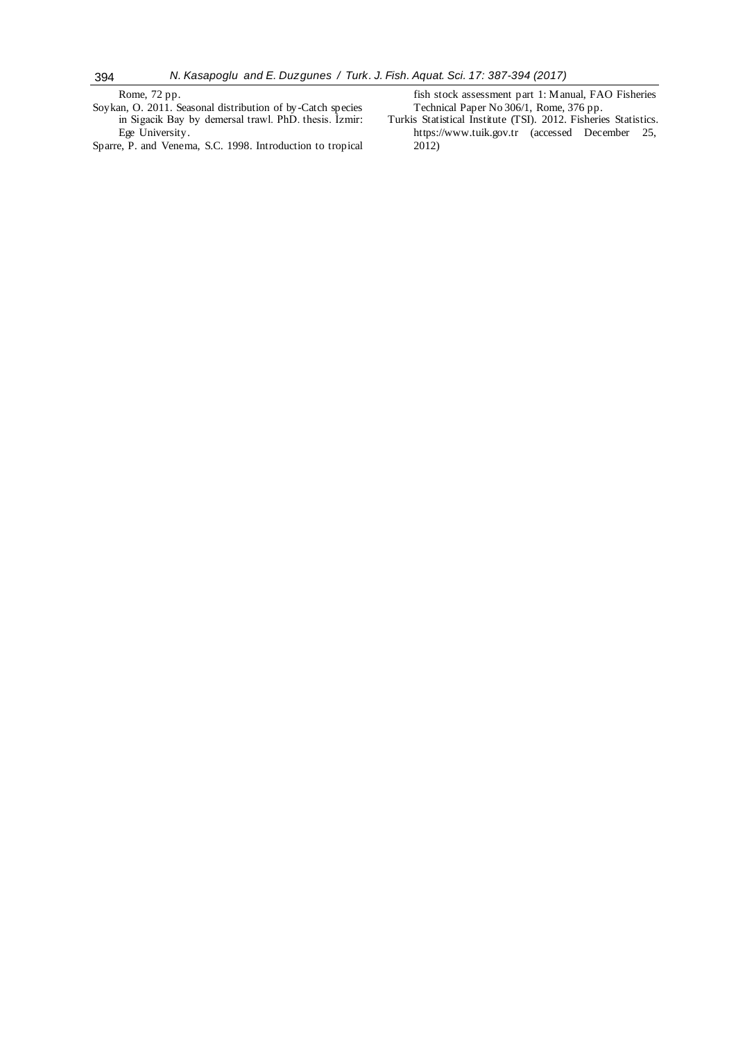Rome, 72 pp.

Soykan, O. 2011. Seasonal distribution of by-Catch species in Sigacik Bay by demersal trawl. PhD. thesis. İzmir: Ege University.

Sparre, P. and Venema, S.C. 1998. Introduction to tropical fish stock assessment part 1: Manual, FAO Fisheries Technical Paper No 306/1, Rome, 376 pp.

Turkis Statistical Institute (TSI). 2012. Fisheries Statistics. https://www.tuik.gov.tr (accessed December 25, 2012)